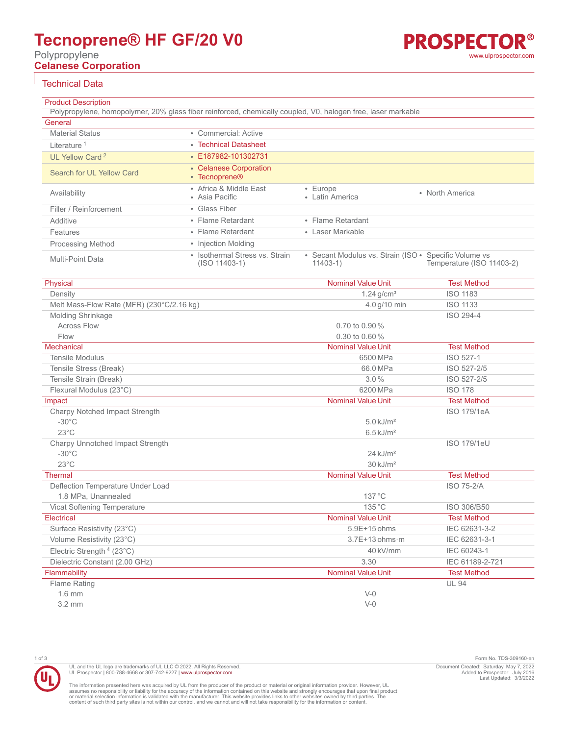# Tecnoprene® HF GF/20 V0

Polypropylene

**Celanese Corporation**

PROSPECTOR® www.ulprospector.com

## Technical Data

### Product Description

Polypropylene, homopolymer, 20% glass fiber reinforced, chemically coupled, V0, halogen free, laser markable

### General

| | | | |
|---|---|---|---|
| Material Status | • Commercial: Active | | |
| Literature [1] | • Technical Datasheet | | |
| UL Yellow Card [2] | • E187982-101302731 | | |
| Search for UL Yellow Card | • Celanese Corporation<br>• Tecnoprene® | | |
| Availability | • Africa & Middle East<br>• Asia Pacific | • Europe<br>• Latin America | • North America |
| Filler / Reinforcement | • Glass Fiber | | |
| Additive | • Flame Retardant | • Flame Retardant | |
| Features | • Flame Retardant | • Laser Markable | |
| Processing Method | • Injection Molding | | |
| Multi-Point Data | • Isothermal Stress vs. Strain (ISO 11403-1) | • Secant Modulus vs. Strain (ISO 11403-1) | • Specific Volume vs Temperature (ISO 11403-2) |

| Physical | Nominal Value Unit | Test Method |
|---|---|---|
| Density | 1.24 g/cm³ | ISO 1183 |
| Melt Mass-Flow Rate (MFR) (230°C/2.16 kg) | 4.0 g/10 min | ISO 1133 |
| Molding Shrinkage | | ISO 294-4 |
| Across Flow | 0.70 to 0.90 % | |
| Flow | 0.30 to 0.60 % | |

| Mechanical | Nominal Value Unit | Test Method |
|---|---|---|
| Tensile Modulus | 6500 MPa | ISO 527-1 |
| Tensile Stress (Break) | 66.0 MPa | ISO 527-2/5 |
| Tensile Strain (Break) | 3.0 % | ISO 527-2/5 |
| Flexural Modulus (23°C) | 6200 MPa | ISO 178 |

| Impact | Nominal Value Unit | Test Method |
|---|---|---|
| Charpy Notched Impact Strength | | ISO 179/1eA |
| -30°C | 5.0 kJ/m² | |
| 23°C | 6.5 kJ/m² | |
| Charpy Unnotched Impact Strength | | ISO 179/1eU |
| -30°C | 24 kJ/m² | |
| 23°C | 30 kJ/m² | |

| Thermal | Nominal Value Unit | Test Method |
|---|---|---|
| Deflection Temperature Under Load | | ISO 75-2/A |
| 1.8 MPa, Unannealed | 137 °C | |
| Vicat Softening Temperature | 135 °C | ISO 306/B50 |

| Electrical | Nominal Value Unit | Test Method |
|---|---|---|
| Surface Resistivity (23°C) | 5.9E+15 ohms | IEC 62631-3-2 |
| Volume Resistivity (23°C) | 3.7E+13 ohms·m | IEC 62631-3-1 |
| Electric Strength [4] (23°C) | 40 kV/mm | IEC 60243-1 |
| Dielectric Constant (2.00 GHz) | 3.30 | IEC 61189-2-721 |

| Flammability | Nominal Value Unit | Test Method |
|---|---|---|
| Flame Rating | | UL 94 |
| 1.6 mm | V-0 | |
| 3.2 mm | V-0 | |

UL and the UL logo are trademarks of UL LLC © 2022. All Rights Reserved.
UL Prospector | 800-788-4668 or 307-742-9227 | www.ulprospector.com.

The information presented here was acquired by UL from the producer of the product or material or original information provider. However, UL assumes no responsibility or liability for the accuracy of the information contained on this website and strongly encourages that upon final product or material selection information is validated with the manufacturer. This website provides links to other websites owned by third parties. The content of such third party sites is not within our control, and we cannot and will not take responsibility for the information or content.

Form No. TDS-309160-en
Document Created: Saturday, May 7, 2022
Added to Prospector: July 2016
Last Updated: 3/3/2022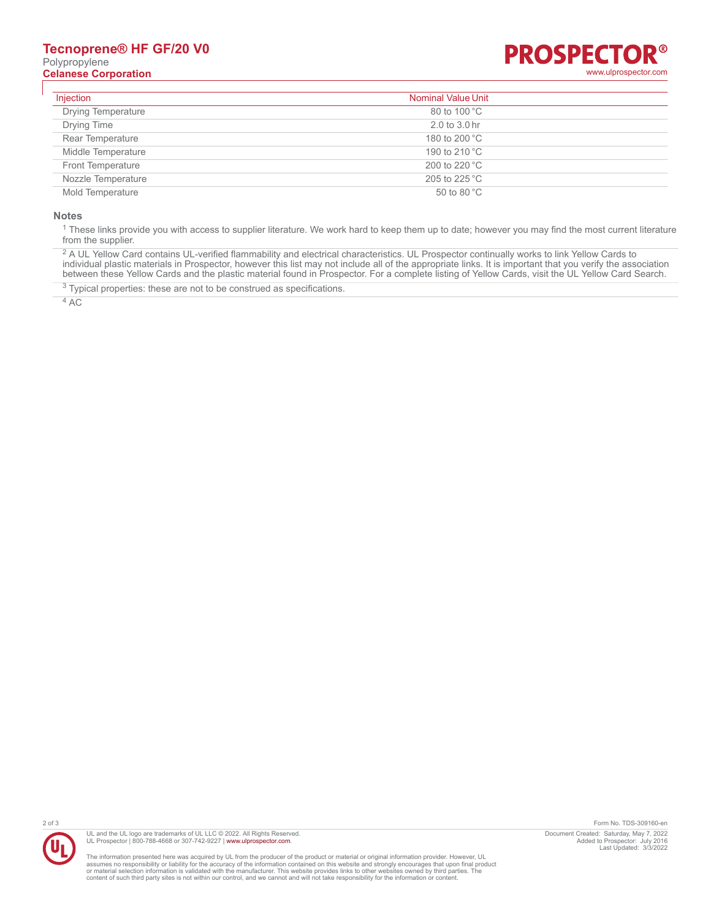| Injection | Nominal Value | Unit |
| --- | --- | --- |
| Drying Temperature | 80 to 100 | °C |
| Drying Time | 2.0 to 3.0 | hr |
| Rear Temperature | 180 to 200 | °C |
| Middle Temperature | 190 to 210 | °C |
| Front Temperature | 200 to 220 | °C |
| Nozzle Temperature | 205 to 225 | °C |
| Mold Temperature | 50 to 80 | °C |

**Notes**

[1] These links provide you with access to supplier literature. We work hard to keep them up to date; however you may find the most current literature from the supplier.

[2] A UL Yellow Card contains UL-verified flammability and electrical characteristics. UL Prospector continually works to link Yellow Cards to individual plastic materials in Prospector, however this list may not include all of the appropriate links. It is important that you verify the association between these Yellow Cards and the plastic material found in Prospector. For a complete listing of Yellow Cards, visit the UL Yellow Card Search.

[3] Typical properties: these are not to be construed as specifications.

[4] AC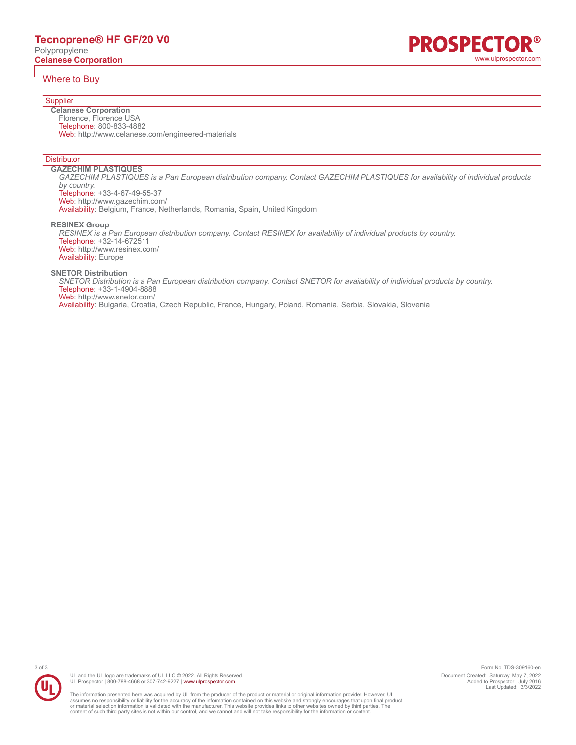## Where to Buy

### Supplier

**Celanese Corporation**
Florence, Florence USA
Telephone: 800-833-4882
Web: http://www.celanese.com/engineered-materials

### Distributor

**GAZECHIM PLASTIQUES**
*GAZECHIM PLASTIQUES is a Pan European distribution company. Contact GAZECHIM PLASTIQUES for availability of individual products by country.*
Telephone: +33-4-67-49-55-37
Web: http://www.gazechim.com/
Availability: Belgium, France, Netherlands, Romania, Spain, United Kingdom

**RESINEX Group**
*RESINEX is a Pan European distribution company. Contact RESINEX for availability of individual products by country.*
Telephone: +32-14-672511
Web: http://www.resinex.com/
Availability: Europe

**SNETOR Distribution**
*SNETOR Distribution is a Pan European distribution company. Contact SNETOR for availability of individual products by country.*
Telephone: +33-1-4904-8888
Web: http://www.snetor.com/
Availability: Bulgaria, Croatia, Czech Republic, France, Hungary, Poland, Romania, Serbia, Slovakia, Slovenia